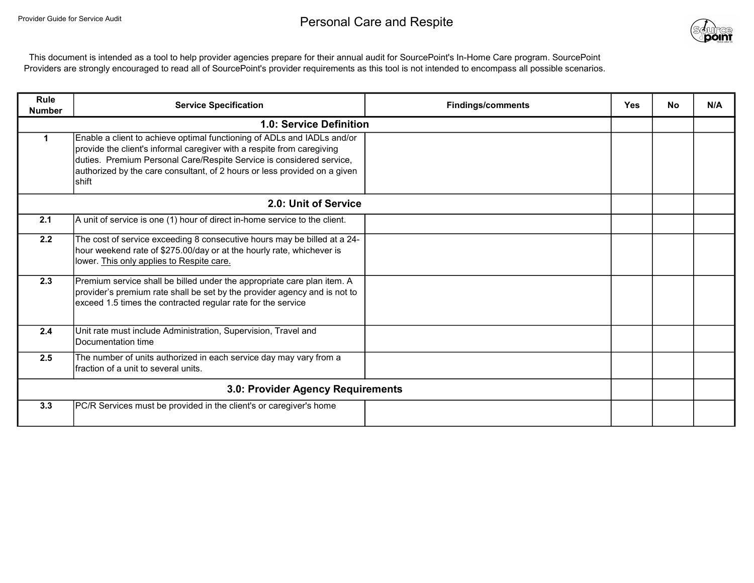Provider Guide for Service Audit

# Personal Care and Respite

This document is intended as a tool to help provider agencies prepare for their annual audit for SourcePoint's In-Home Care program. SourcePoint Providers are strongly encouraged to read all of SourcePoint's provider requirements as this tool is not intended to encompass all possible scenarios.

| Rule Number | Service Specification | Findings/comments | Yes | No | N/A |
|---|---|---|---|---|---|
| | **1.0: Service Definition** | | | | |
| 1 | Enable a client to achieve optimal functioning of ADLs and IADLs and/or provide the client's informal caregiver with a respite from caregiving duties. Premium Personal Care/Respite Service is considered service, authorized by the care consultant, of 2 hours or less provided on a given shift | | | | |
| | **2.0: Unit of Service** | | | | |
| 2.1 | A unit of service is one (1) hour of direct in-home service to the client. | | | | |
| 2.2 | The cost of service exceeding 8 consecutive hours may be billed at a 24-hour weekend rate of $275.00/day or at the hourly rate, whichever is lower. This only applies to Respite care. | | | | |
| 2.3 | Premium service shall be billed under the appropriate care plan item. A provider's premium rate shall be set by the provider agency and is not to exceed 1.5 times the contracted regular rate for the service | | | | |
| 2.4 | Unit rate must include Administration, Supervision, Travel and Documentation time | | | | |
| 2.5 | The number of units authorized in each service day may vary from a fraction of a unit to several units. | | | | |
| | **3.0: Provider Agency Requirements** | | | | |
| 3.3 | PC/R Services must be provided in the client's or caregiver's home | | | | |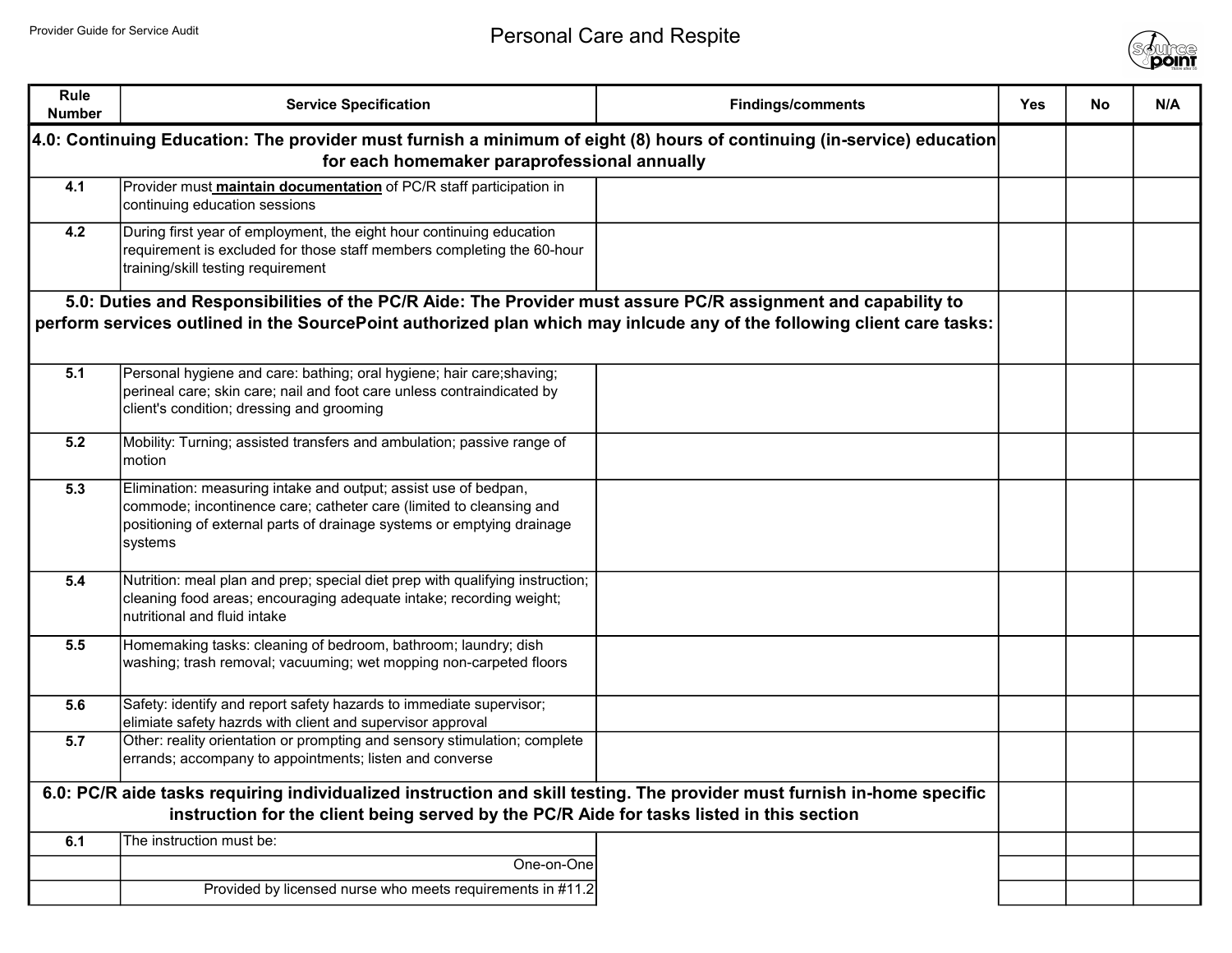# Personal Care and Respite

| Rule Number | Service Specification | Findings/comments | Yes | No | N/A |
|---|---|---|---|---|---|
| **4.0: Continuing Education: The provider must furnish a minimum of eight (8) hours of continuing (in-service) education for each homemaker paraprofessional annually** | | | | | |
| 4.1 | Provider must **maintain documentation** of PC/R staff participation in continuing education sessions | | | | |
| 4.2 | During first year of employment, the eight hour continuing education requirement is excluded for those staff members completing the 60-hour training/skill testing requirement | | | | |
| **5.0: Duties and Responsibilities of the PC/R Aide: The Provider must assure PC/R assignment and capability to perform services outlined in the SourcePoint authorized plan which may inlcude any of the following client care tasks:** | | | | | |
| 5.1 | Personal hygiene and care: bathing; oral hygiene; hair care;shaving; perineal care; skin care; nail and foot care unless contraindicated by client's condition; dressing and grooming | | | | |
| 5.2 | Mobility: Turning; assisted transfers and ambulation; passive range of motion | | | | |
| 5.3 | Elimination: measuring intake and output; assist use of bedpan, commode; incontinence care; catheter care (limited to cleansing and positioning of external parts of drainage systems or emptying drainage systems | | | | |
| 5.4 | Nutrition: meal plan and prep; special diet prep with qualifying instruction; cleaning food areas; encouraging adequate intake; recording weight; nutritional and fluid intake | | | | |
| 5.5 | Homemaking tasks: cleaning of bedroom, bathroom; laundry; dish washing; trash removal; vacuuming; wet mopping non-carpeted floors | | | | |
| 5.6 | Safety: identify and report safety hazards to immediate supervisor; elimiate safety hazrds with client and supervisor approval | | | | |
| 5.7 | Other: reality orientation or prompting and sensory stimulation; complete errands; accompany to appointments; listen and converse | | | | |
| **6.0: PC/R aide tasks requiring individualized instruction and skill testing. The provider must furnish in-home specific instruction for the client being served by the PC/R Aide for tasks listed in this section** | | | | | |
| 6.1 | The instruction must be: | | | | |
| | One-on-One | | | | |
| | Provided by licensed nurse who meets requirements in #11.2 | | | | |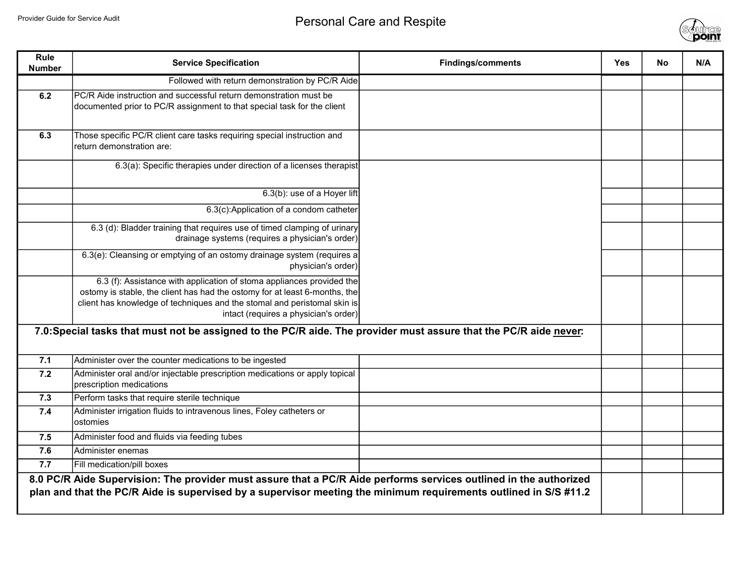# Personal Care and Respite

| Rule Number | Service Specification | Findings/comments | Yes | No | N/A |
|---|---|---|---|---|---|
| | Followed with return demonstration by PC/R Aide | | | | |
| **6.2** | PC/R Aide instruction and successful return demonstration must be documented prior to PC/R assignment to that special task for the client | | | | |
| **6.3** | Those specific PC/R client care tasks requiring special instruction and return demonstration are: | | | | |
| | 6.3(a): Specific therapies under direction of a licenses therapist | | | | |
| | 6.3(b): use of a Hoyer lift | | | | |
| | 6.3(c):Application of a condom catheter | | | | |
| | 6.3 (d): Bladder training that requires use of timed clamping of urinary drainage systems (requires a physician's order) | | | | |
| | 6.3(e): Cleansing or emptying of an ostomy drainage system (requires a physician's order) | | | | |
| | 6.3 (f): Assistance with application of stoma appliances provided the ostomy is stable, the client has had the ostomy for at least 6-months, the client has knowledge of techniques and the stomal and peristomal skin is intact (requires a physician's order) | | | | |
| **7.0:Special tasks that must not be assigned to the PC/R aide. The provider must assure that the PC/R aide never:** | | | | | |
| **7.1** | Administer over the counter medications to be ingested | | | | |
| **7.2** | Administer oral and/or injectable prescription medications or apply topical prescription medications | | | | |
| **7.3** | Perform tasks that require sterile technique | | | | |
| **7.4** | Administer irrigation fluids to intravenous lines, Foley catheters or ostomies | | | | |
| **7.5** | Administer food and fluids via feeding tubes | | | | |
| **7.6** | Administer enemas | | | | |
| **7.7** | Fill medication/pill boxes | | | | |
| **8.0 PC/R Aide Supervision: The provider must assure that a PC/R Aide performs services outlined in the authorized plan and that the PC/R Aide is supervised by a supervisor meeting the minimum requirements outlined in S/S #11.2** | | | | | |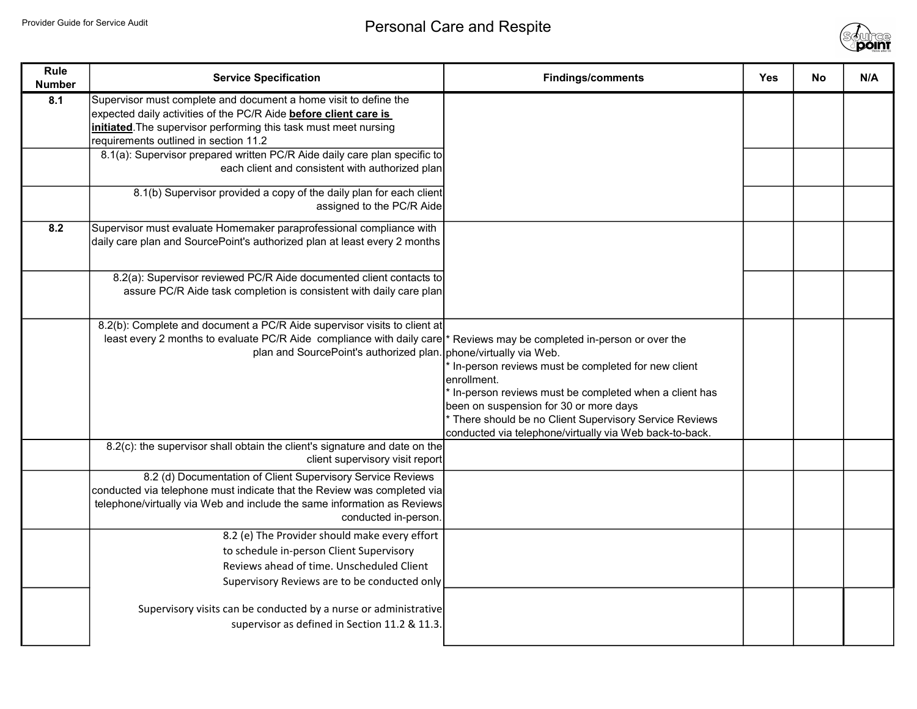# Personal Care and Respite

| Rule Number | Service Specification | Findings/comments | Yes | No | N/A |
|---|---|---|---|---|---|
| **8.1** | Supervisor must complete and document a home visit to define the expected daily activities of the PC/R Aide **before client care is initiated**. The supervisor performing this task must meet nursing requirements outlined in section 11.2 | | | | |
| | 8.1(a): Supervisor prepared written PC/R Aide daily care plan specific to each client and consistent with authorized plan | | | | |
| | 8.1(b) Supervisor provided a copy of the daily plan for each client assigned to the PC/R Aide | | | | |
| **8.2** | Supervisor must evaluate Homemaker paraprofessional compliance with daily care plan and SourcePoint's authorized plan at least every 2 months | | | | |
| | 8.2(a): Supervisor reviewed PC/R Aide documented client contacts to assure PC/R Aide task completion is consistent with daily care plan | | | | |
| | 8.2(b): Complete and document a PC/R Aide supervisor visits to client at least every 2 months to evaluate PC/R Aide compliance with daily care plan and SourcePoint's authorized plan. | * Reviews may be completed in-person or over the phone/virtually via Web.<br>* In-person reviews must be completed for new client enrollment.<br>* In-person reviews must be completed when a client has been on suspension for 30 or more days<br>* There should be no Client Supervisory Service Reviews conducted via telephone/virtually via Web back-to-back. | | | |
| | 8.2(c): the supervisor shall obtain the client's signature and date on the client supervisory visit report | | | | |
| | 8.2 (d) Documentation of Client Supervisory Service Reviews conducted via telephone must indicate that the Review was completed via telephone/virtually via Web and include the same information as Reviews conducted in-person. | | | | |
| | 8.2 (e) The Provider should make every effort to schedule in-person Client Supervisory Reviews ahead of time. Unscheduled Client Supervisory Reviews are to be conducted only | | | | |
| | Supervisory visits can be conducted by a nurse or administrative supervisor as defined in Section 11.2 & 11.3. | | | | |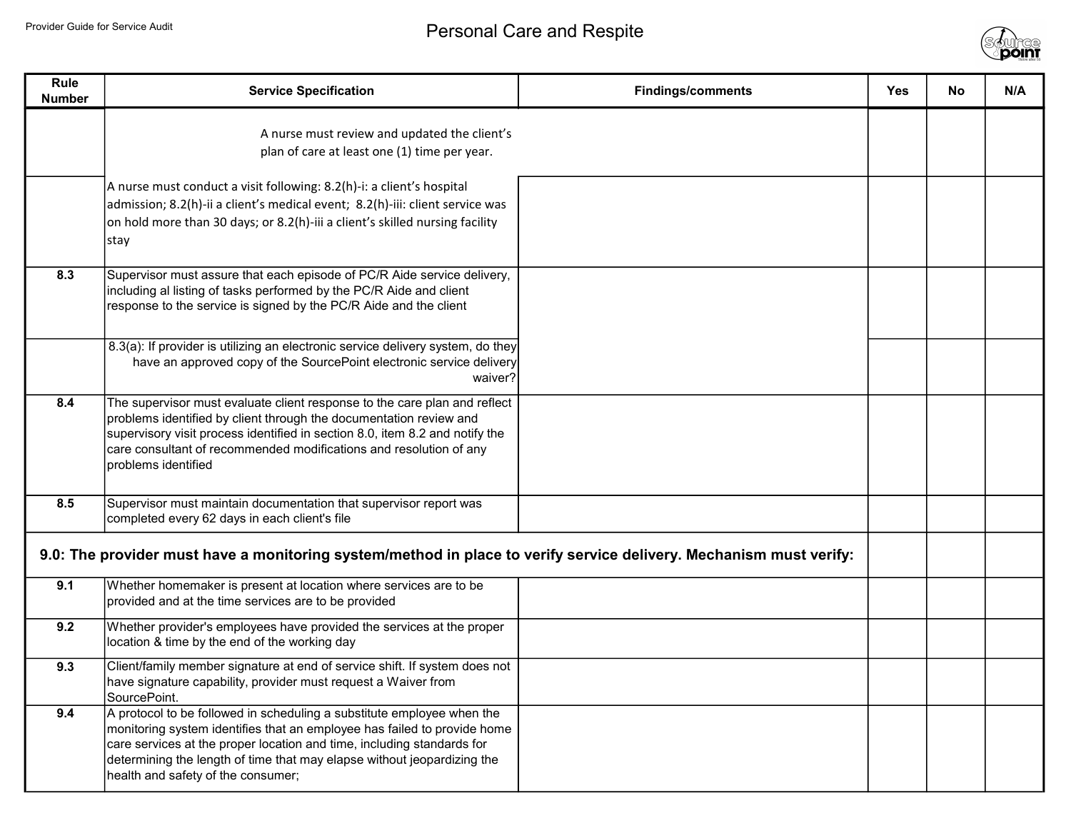| Rule Number | Service Specification | Findings/comments | Yes | No | N/A |
|---|---|---|---|---|---|
| | A nurse must review and updated the client's plan of care at least one (1) time per year. | | | | |
| | A nurse must conduct a visit following: 8.2(h)-i: a client's hospital admission; 8.2(h)-ii a client's medical event; 8.2(h)-iii: client service was on hold more than 30 days; or 8.2(h)-iii a client's skilled nursing facility stay | | | | |
| 8.3 | Supervisor must assure that each episode of PC/R Aide service delivery, including al listing of tasks performed by the PC/R Aide and client response to the service is signed by the PC/R Aide and the client | | | | |
| | 8.3(a): If provider is utilizing an electronic service delivery system, do they have an approved copy of the SourcePoint electronic service delivery waiver? | | | | |
| 8.4 | The supervisor must evaluate client response to the care plan and reflect problems identified by client through the documentation review and supervisory visit process identified in section 8.0, item 8.2 and notify the care consultant of recommended modifications and resolution of any problems identified | | | | |
| 8.5 | Supervisor must maintain documentation that supervisor report was completed every 62 days in each client's file | | | | |
| **9.0: The provider must have a monitoring system/method in place to verify service delivery. Mechanism must verify:** | | | | | |
| 9.1 | Whether homemaker is present at location where services are to be provided and at the time services are to be provided | | | | |
| 9.2 | Whether provider's employees have provided the services at the proper location & time by the end of the working day | | | | |
| 9.3 | Client/family member signature at end of service shift. If system does not have signature capability, provider must request a Waiver from SourcePoint. | | | | |
| 9.4 | A protocol to be followed in scheduling a substitute employee when the monitoring system identifies that an employee has failed to provide home care services at the proper location and time, including standards for determining the length of time that may elapse without jeopardizing the health and safety of the consumer; | | | | |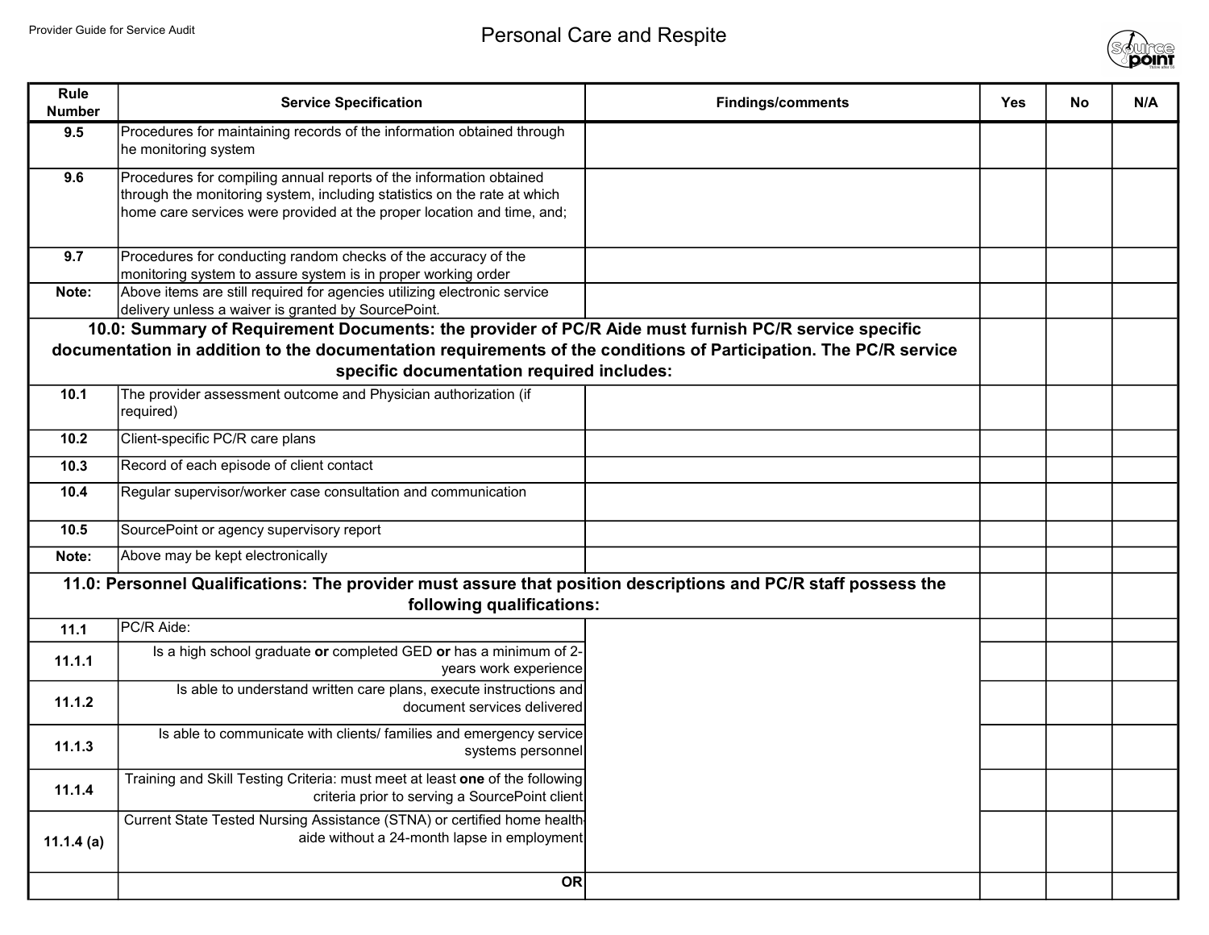| Rule Number | Service Specification | Findings/comments | Yes | No | N/A |
|---|---|---|---|---|---|
| 9.5 | Procedures for maintaining records of the information obtained through he monitoring system | | | | |
| 9.6 | Procedures for compiling annual reports of the information obtained through the monitoring system, including statistics on the rate at which home care services were provided at the proper location and time, and; | | | | |
| 9.7 | Procedures for conducting random checks of the accuracy of the monitoring system to assure system is in proper working order | | | | |
| Note: | Above items are still required for agencies utilizing electronic service delivery unless a waiver is granted by SourcePoint. | | | | |
| **10.0: Summary of Requirement Documents: the provider of PC/R Aide must furnish PC/R service specific documentation in addition to the documentation requirements of the conditions of Participation. The PC/R service specific documentation required includes:** | | | | | |
| 10.1 | The provider assessment outcome and Physician authorization (if required) | | | | |
| 10.2 | Client-specific PC/R care plans | | | | |
| 10.3 | Record of each episode of client contact | | | | |
| 10.4 | Regular supervisor/worker case consultation and communication | | | | |
| 10.5 | SourcePoint or agency supervisory report | | | | |
| Note: | Above may be kept electronically | | | | |
| **11.0: Personnel Qualifications: The provider must assure that position descriptions and PC/R staff possess the following qualifications:** | | | | | |
| 11.1 | PC/R Aide: | | | | |
| 11.1.1 | Is a high school graduate **or** completed GED **or** has a minimum of 2-years work experience | | | | |
| 11.1.2 | Is able to understand written care plans, execute instructions and document services delivered | | | | |
| 11.1.3 | Is able to communicate with clients/ families and emergency service systems personnel | | | | |
| 11.1.4 | Training and Skill Testing Criteria: must meet at least **one** of the following criteria prior to serving a SourcePoint client | | | | |
| 11.1.4 (a) | Current State Tested Nursing Assistance (STNA) or certified home health aide without a 24-month lapse in employment | | | | |
| | **OR** | | | | |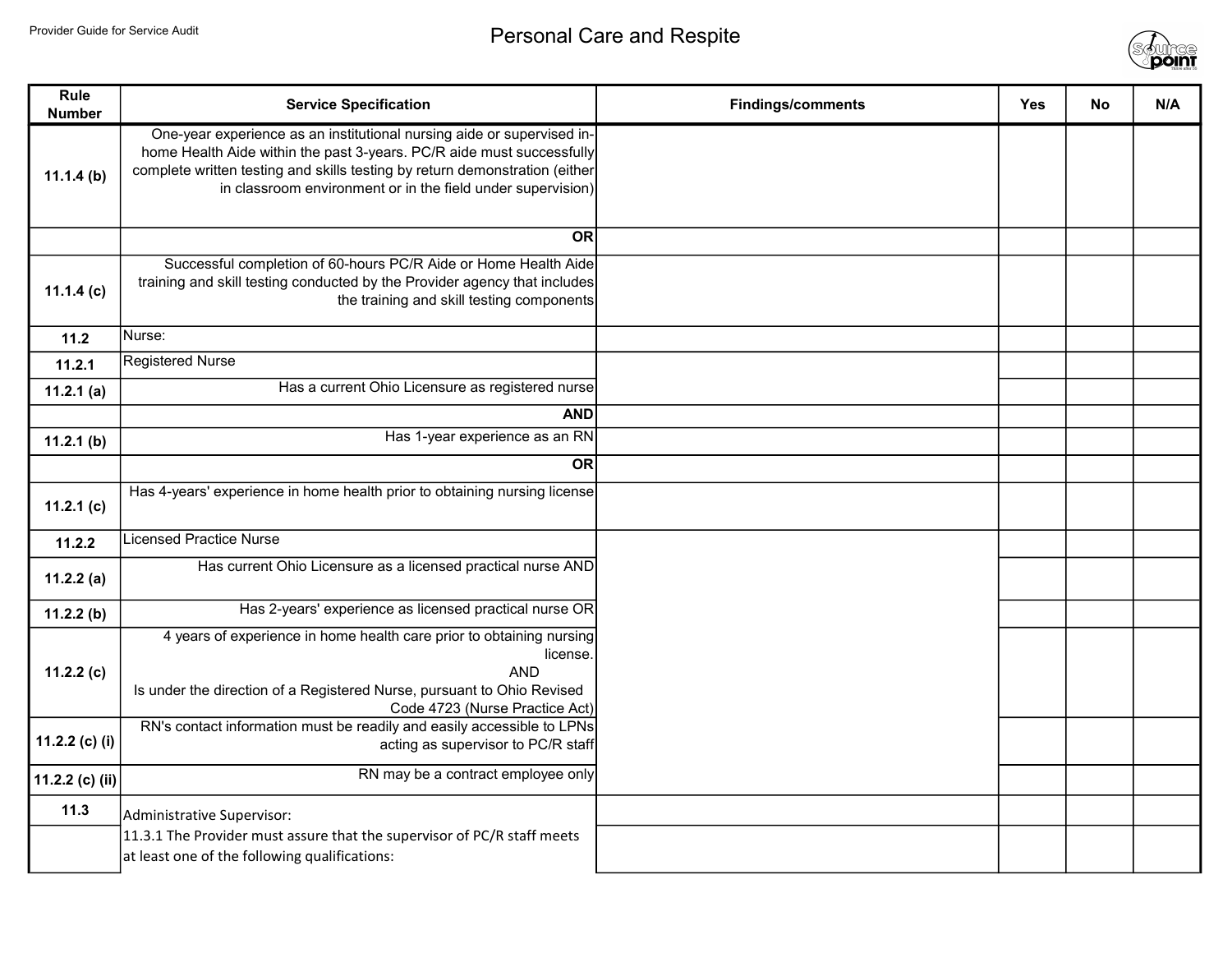# Personal Care and Respite

| Rule Number | Service Specification | Findings/comments | Yes | No | N/A |
|---|---|---|---|---|---|
| 11.1.4 (b) | One-year experience as an institutional nursing aide or supervised in-home Health Aide within the past 3-years. PC/R aide must successfully complete written testing and skills testing by return demonstration (either in classroom environment or in the field under supervision) | | | | |
| | OR | | | | |
| 11.1.4 (c) | Successful completion of 60-hours PC/R Aide or Home Health Aide training and skill testing conducted by the Provider agency that includes the training and skill testing components | | | | |
| 11.2 | Nurse: | | | | |
| 11.2.1 | Registered Nurse | | | | |
| 11.2.1 (a) | Has a current Ohio Licensure as registered nurse | | | | |
| | AND | | | | |
| 11.2.1 (b) | Has 1-year experience as an RN | | | | |
| | OR | | | | |
| 11.2.1 (c) | Has 4-years' experience in home health prior to obtaining nursing license | | | | |
| 11.2.2 | Licensed Practice Nurse | | | | |
| 11.2.2 (a) | Has current Ohio Licensure as a licensed practical nurse AND | | | | |
| 11.2.2 (b) | Has 2-years' experience as licensed practical nurse OR | | | | |
| 11.2.2 (c) | 4 years of experience in home health care prior to obtaining nursing license. AND Is under the direction of a Registered Nurse, pursuant to Ohio Revised Code 4723 (Nurse Practice Act) | | | | |
| 11.2.2 (c) (i) | RN's contact information must be readily and easily accessible to LPNs acting as supervisor to PC/R staff | | | | |
| 11.2.2 (c) (ii) | RN may be a contract employee only | | | | |
| 11.3 | Administrative Supervisor: | | | | |
| | 11.3.1 The Provider must assure that the supervisor of PC/R staff meets at least one of the following qualifications: | | | | |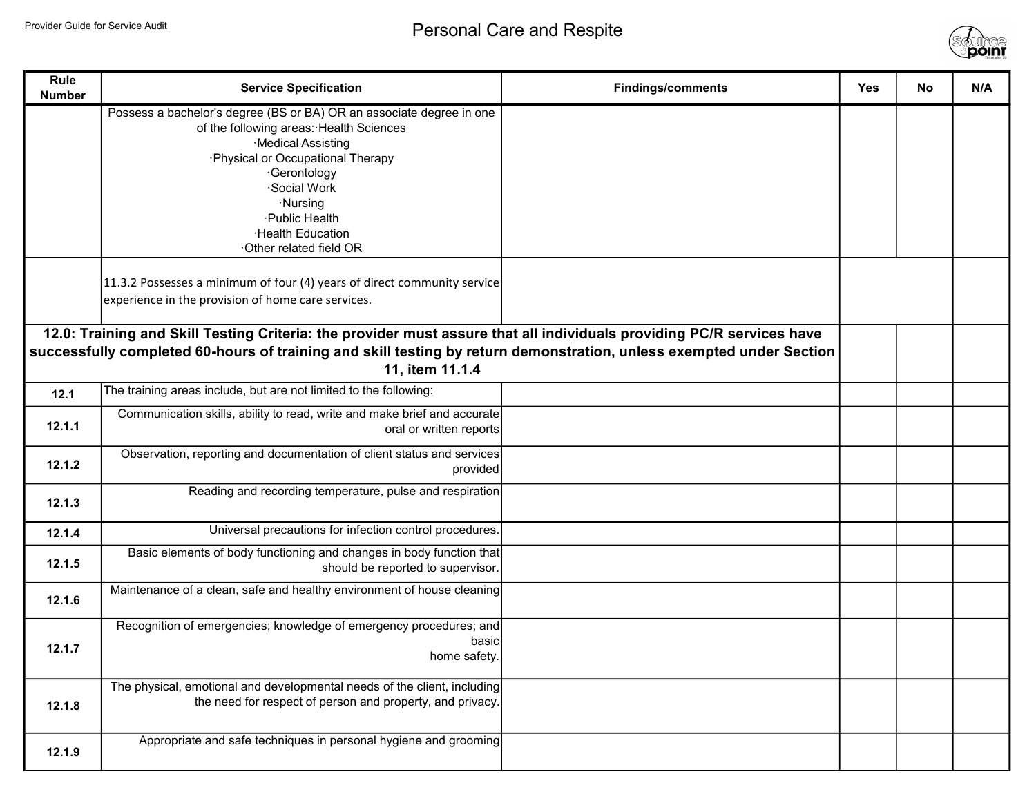# Personal Care and Respite

| Rule Number | Service Specification | Findings/comments | Yes | No | N/A |
|---|---|---|---|---|---|
| | Possess a bachelor's degree (BS or BA) OR an associate degree in one of the following areas:·Health Sciences ·Medical Assisting ·Physical or Occupational Therapy ·Gerontology ·Social Work ·Nursing ·Public Health ·Health Education ·Other related field OR | | | | |
| | 11.3.2 Possesses a minimum of four (4) years of direct community service experience in the provision of home care services. | | | | |
| **12.0: Training and Skill Testing Criteria: the provider must assure that all individuals providing PC/R services have successfully completed 60-hours of training and skill testing by return demonstration, unless exempted under Section 11, item 11.1.4** | | | | | |
| 12.1 | The training areas include, but are not limited to the following: | | | | |
| 12.1.1 | Communication skills, ability to read, write and make brief and accurate oral or written reports | | | | |
| 12.1.2 | Observation, reporting and documentation of client status and services provided | | | | |
| 12.1.3 | Reading and recording temperature, pulse and respiration | | | | |
| 12.1.4 | Universal precautions for infection control procedures. | | | | |
| 12.1.5 | Basic elements of body functioning and changes in body function that should be reported to supervisor. | | | | |
| 12.1.6 | Maintenance of a clean, safe and healthy environment of house cleaning | | | | |
| 12.1.7 | Recognition of emergencies; knowledge of emergency procedures; and basic home safety. | | | | |
| 12.1.8 | The physical, emotional and developmental needs of the client, including the need for respect of person and property, and privacy. | | | | |
| 12.1.9 | Appropriate and safe techniques in personal hygiene and grooming | | | | |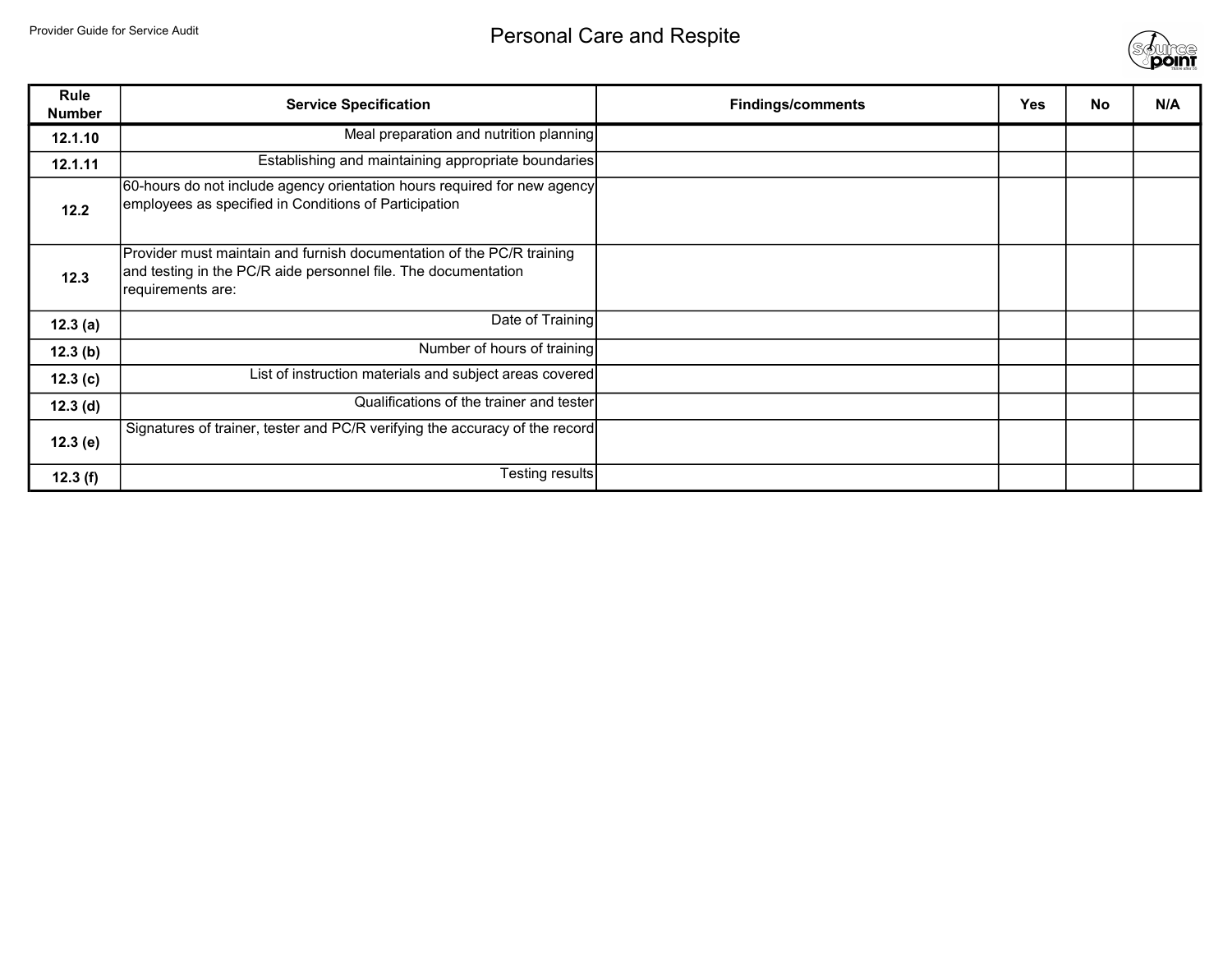# Personal Care and Respite

| Rule Number | Service Specification | Findings/comments | Yes | No | N/A |
|---|---|---|---|---|---|
| 12.1.10 | Meal preparation and nutrition planning | | | | |
| 12.1.11 | Establishing and maintaining appropriate boundaries | | | | |
| 12.2 | 60-hours do not include agency orientation hours required for new agency employees as specified in Conditions of Participation | | | | |
| 12.3 | Provider must maintain and furnish documentation of the PC/R training and testing in the PC/R aide personnel file. The documentation requirements are: | | | | |
| 12.3 (a) | Date of Training | | | | |
| 12.3 (b) | Number of hours of training | | | | |
| 12.3 (c) | List of instruction materials and subject areas covered | | | | |
| 12.3 (d) | Qualifications of the trainer and tester | | | | |
| 12.3 (e) | Signatures of trainer, tester and PC/R verifying the accuracy of the record | | | | |
| 12.3 (f) | Testing results | | | | |